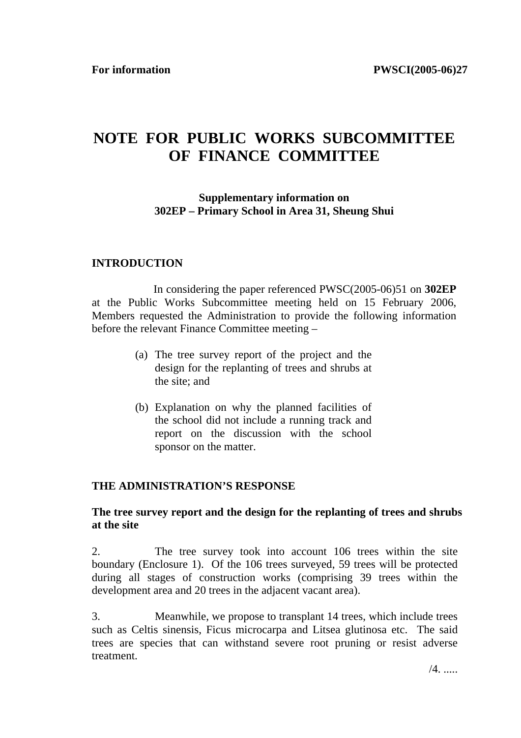**For information** **PWSCI(2005-06)27**

# NOTE FOR PUBLIC WORKS SUBCOMMITTEE OF FINANCE COMMITTEE

**Supplementary information on**
**302EP – Primary School in Area 31, Sheung Shui**

## INTRODUCTION

In considering the paper referenced PWSC(2005-06)51 on **302EP** at the Public Works Subcommittee meeting held on 15 February 2006, Members requested the Administration to provide the following information before the relevant Finance Committee meeting –

(a) The tree survey report of the project and the design for the replanting of trees and shrubs at the site; and

(b) Explanation on why the planned facilities of the school did not include a running track and report on the discussion with the school sponsor on the matter.

## THE ADMINISTRATION'S RESPONSE

### The tree survey report and the design for the replanting of trees and shrubs at the site

2. The tree survey took into account 106 trees within the site boundary (Enclosure 1). Of the 106 trees surveyed, 59 trees will be protected during all stages of construction works (comprising 39 trees within the development area and 20 trees in the adjacent vacant area).

3. Meanwhile, we propose to transplant 14 trees, which include trees such as Celtis sinensis, Ficus microcarpa and Litsea glutinosa etc. The said trees are species that can withstand severe root pruning or resist adverse treatment.

/4. .....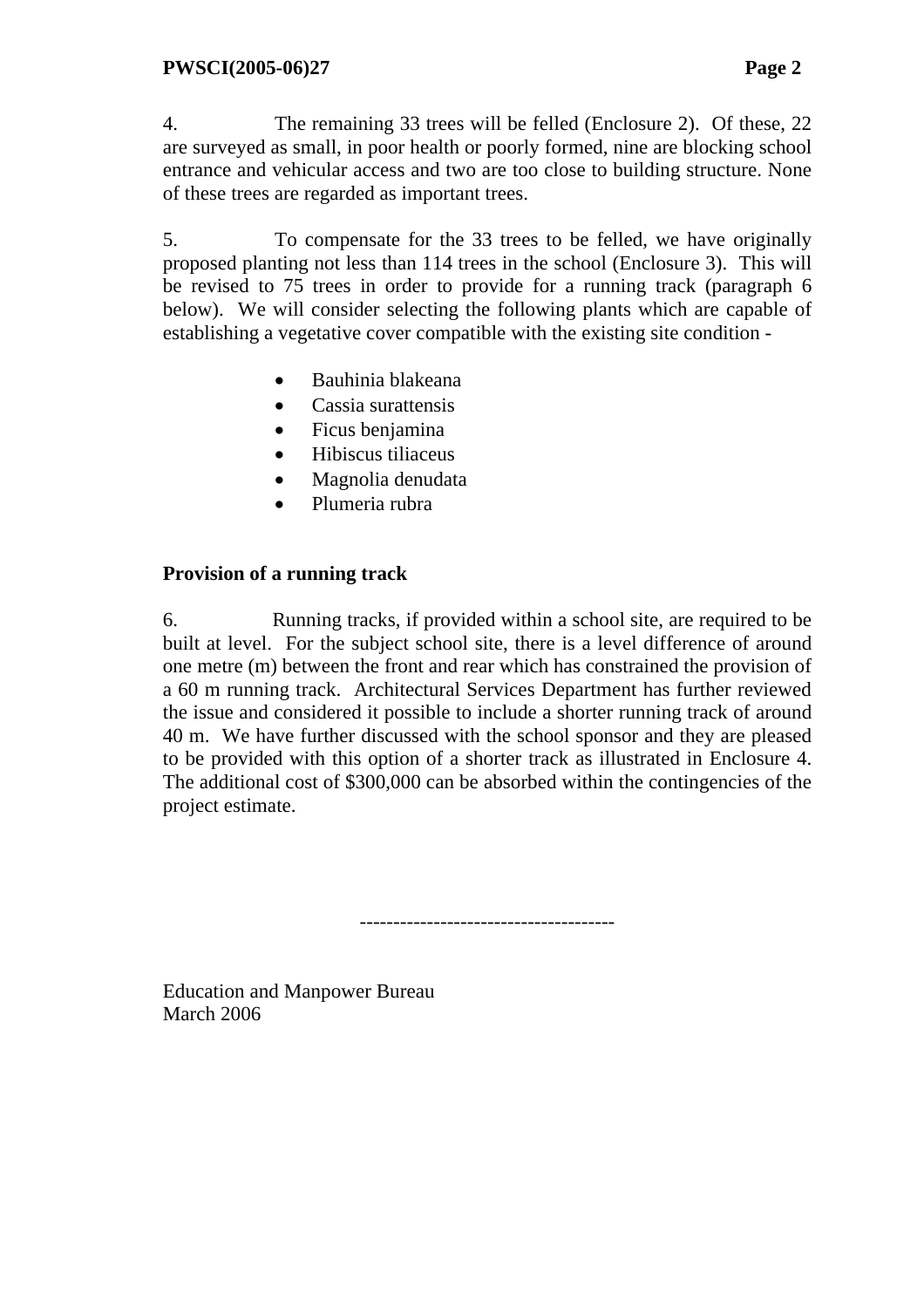4. The remaining 33 trees will be felled (Enclosure 2). Of these, 22 are surveyed as small, in poor health or poorly formed, nine are blocking school entrance and vehicular access and two are too close to building structure. None of these trees are regarded as important trees.

5. To compensate for the 33 trees to be felled, we have originally proposed planting not less than 114 trees in the school (Enclosure 3). This will be revised to 75 trees in order to provide for a running track (paragraph 6 below). We will consider selecting the following plants which are capable of establishing a vegetative cover compatible with the existing site condition -

- Bauhinia blakeana
- Cassia surattensis
- Ficus benjamina
- Hibiscus tiliaceus
- Magnolia denudata
- Plumeria rubra

**Provision of a running track**

6. Running tracks, if provided within a school site, are required to be built at level. For the subject school site, there is a level difference of around one metre (m) between the front and rear which has constrained the provision of a 60 m running track. Architectural Services Department has further reviewed the issue and considered it possible to include a shorter running track of around 40 m. We have further discussed with the school sponsor and they are pleased to be provided with this option of a shorter track as illustrated in Enclosure 4. The additional cost of $300,000 can be absorbed within the contingencies of the project estimate.

-------------------------------------

Education and Manpower Bureau
March 2006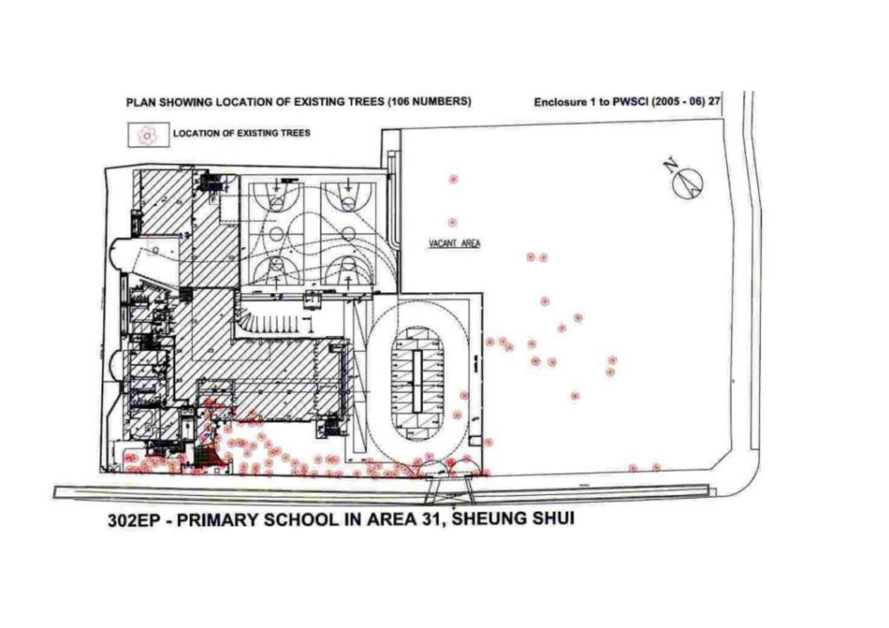PLAN SHOWING LOCATION OF EXISTING TREES (106 NUMBERS)

Enclosure 1 to PWSCI (2005 - 06) 27

LOCATION OF EXISTING TREES

VACANT AREA

N

# 302EP - PRIMARY SCHOOL IN AREA 31, SHEUNG SHUI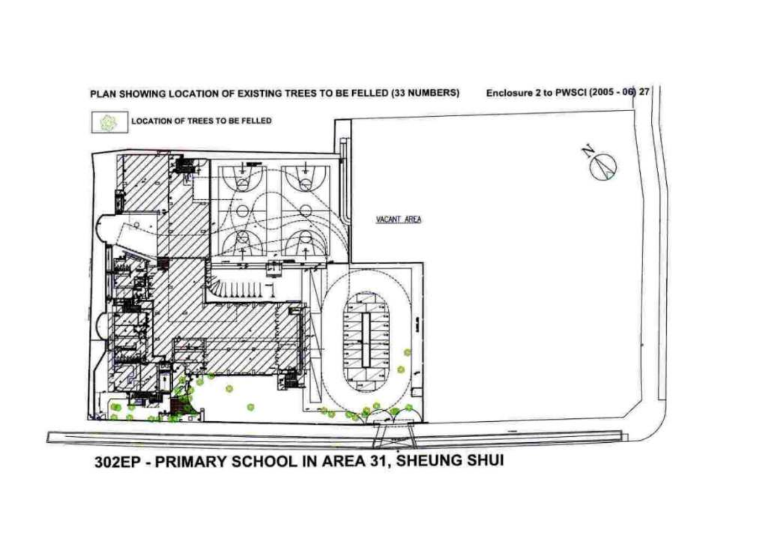PLAN SHOWING LOCATION OF EXISTING TREES TO BE FELLED (33 NUMBERS)

Enclosure 2 to PWSCI (2005 - 06) 27

LOCATION OF TREES TO BE FELLED

VACANT AREA

N

302EP - PRIMARY SCHOOL IN AREA 31, SHEUNG SHUI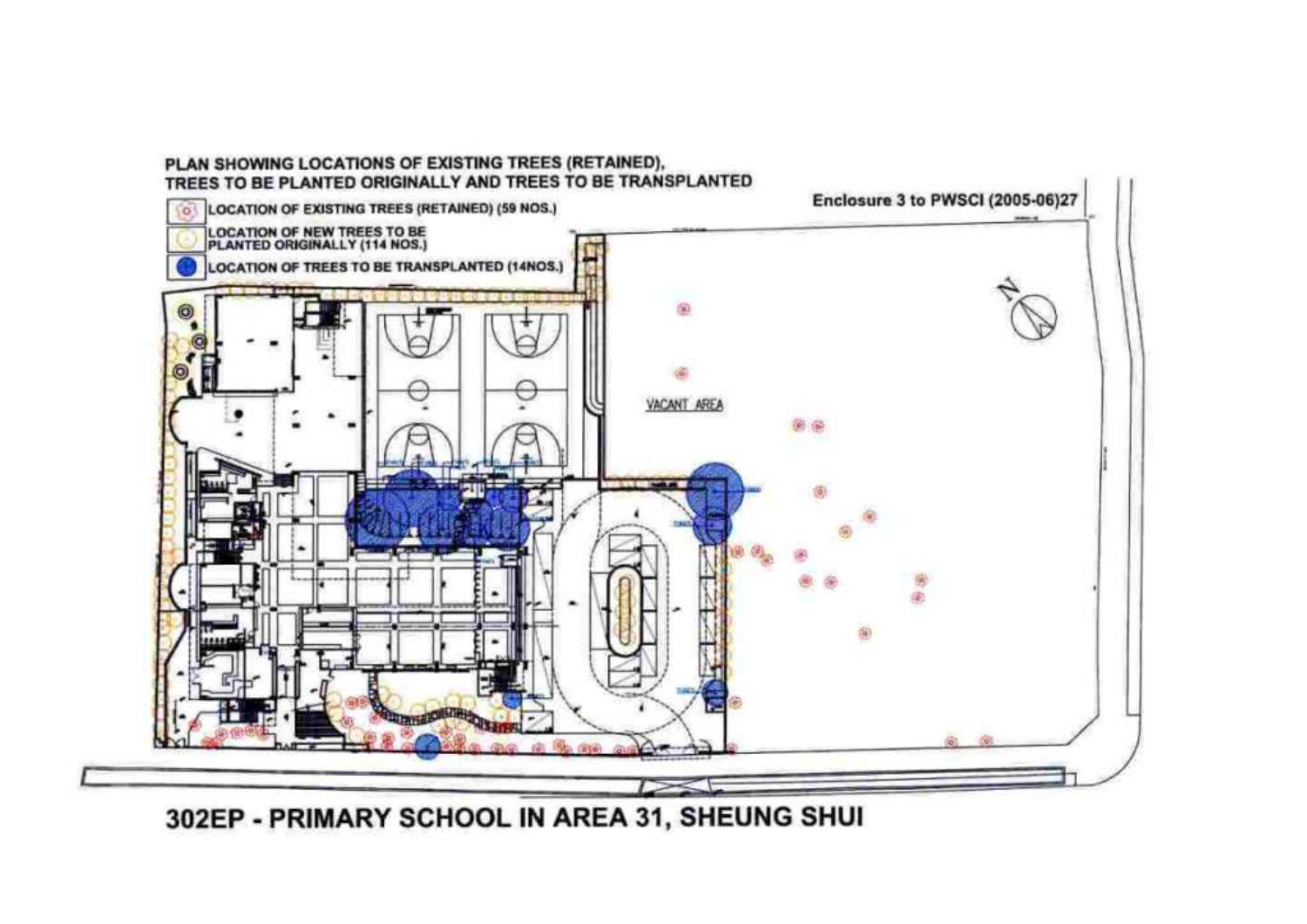Enclosure 3 to PWSCI (2005-06)27

**PLAN SHOWING LOCATIONS OF EXISTING TREES (RETAINED), TREES TO BE PLANTED ORIGINALLY AND TREES TO BE TRANSPLANTED**

- LOCATION OF EXISTING TREES (RETAINED) (59 NOS.)
- LOCATION OF NEW TREES TO BE PLANTED ORIGINALLY (114 NOS.)
- LOCATION OF TREES TO BE TRANSPLANTED (14NOS.)

VACANT AREA

N

**302EP - PRIMARY SCHOOL IN AREA 31, SHEUNG SHUI**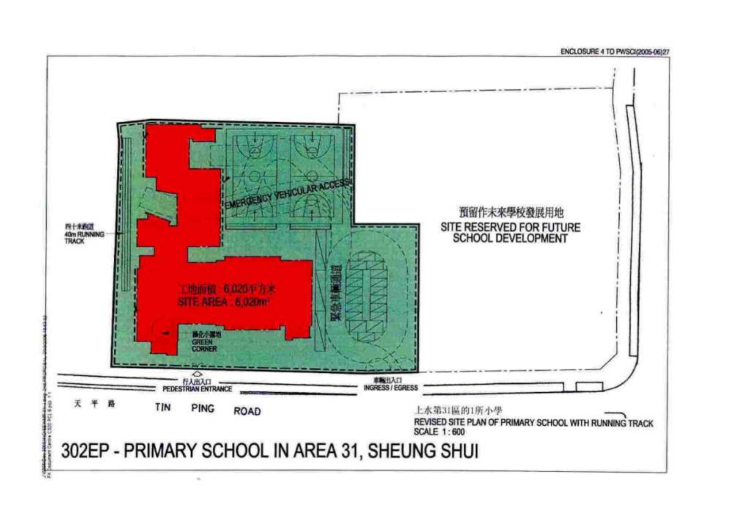ENCLOSURE 4 TO PWSCI(2005-06)27

四十米跑道
40m RUNNING TRACK

EMERGENCY VEHICULAR ACCESS

工地面積 : 6,020平方米
SITE AREA : 6,020m²

綠化小園地
GREEN CORNER

緊急車輛通道

預留作未來學校發展用地
SITE RESERVED FOR FUTURE SCHOOL DEVELOPMENT

行人出入口
PEDESTRIAN ENTRANCE

車輛出入口
INGRESS / EGRESS

天平路 TIN PING ROAD

上水第31區的1所小學
REVISED SITE PLAN OF PRIMARY SCHOOL WITH RUNNING TRACK
SCALE 1 : 600

# 302EP - PRIMARY SCHOOL IN AREA 31, SHEUNG SHUI